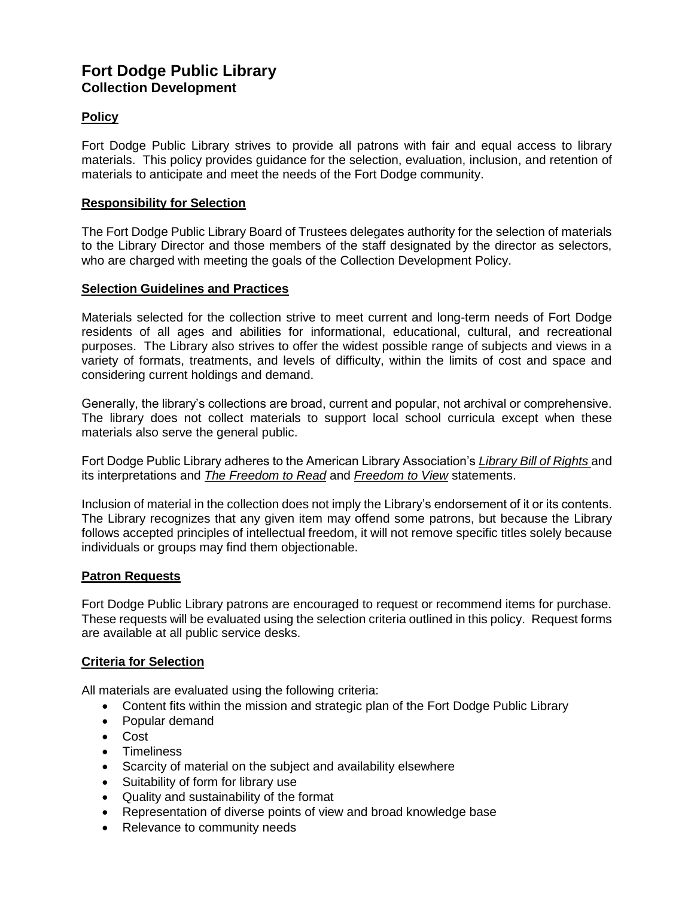# Fort Dodge Public Library

## Collection Development

### Policy

Fort Dodge Public Library strives to provide all patrons with fair and equal access to library materials. This policy provides guidance for the selection, evaluation, inclusion, and retention of materials to anticipate and meet the needs of the Fort Dodge community.

### Responsibility for Selection

The Fort Dodge Public Library Board of Trustees delegates authority for the selection of materials to the Library Director and those members of the staff designated by the director as selectors, who are charged with meeting the goals of the Collection Development Policy.

### Selection Guidelines and Practices

Materials selected for the collection strive to meet current and long-term needs of Fort Dodge residents of all ages and abilities for informational, educational, cultural, and recreational purposes. The Library also strives to offer the widest possible range of subjects and views in a variety of formats, treatments, and levels of difficulty, within the limits of cost and space and considering current holdings and demand.

Generally, the library's collections are broad, current and popular, not archival or comprehensive. The library does not collect materials to support local school curricula except when these materials also serve the general public.

Fort Dodge Public Library adheres to the American Library Association's *Library Bill of Rights* and its interpretations and *The Freedom to Read* and *Freedom to View* statements.

Inclusion of material in the collection does not imply the Library's endorsement of it or its contents. The Library recognizes that any given item may offend some patrons, but because the Library follows accepted principles of intellectual freedom, it will not remove specific titles solely because individuals or groups may find them objectionable.

### Patron Requests

Fort Dodge Public Library patrons are encouraged to request or recommend items for purchase. These requests will be evaluated using the selection criteria outlined in this policy. Request forms are available at all public service desks.

### Criteria for Selection

All materials are evaluated using the following criteria:

- Content fits within the mission and strategic plan of the Fort Dodge Public Library
- Popular demand
- Cost
- Timeliness
- Scarcity of material on the subject and availability elsewhere
- Suitability of form for library use
- Quality and sustainability of the format
- Representation of diverse points of view and broad knowledge base
- Relevance to community needs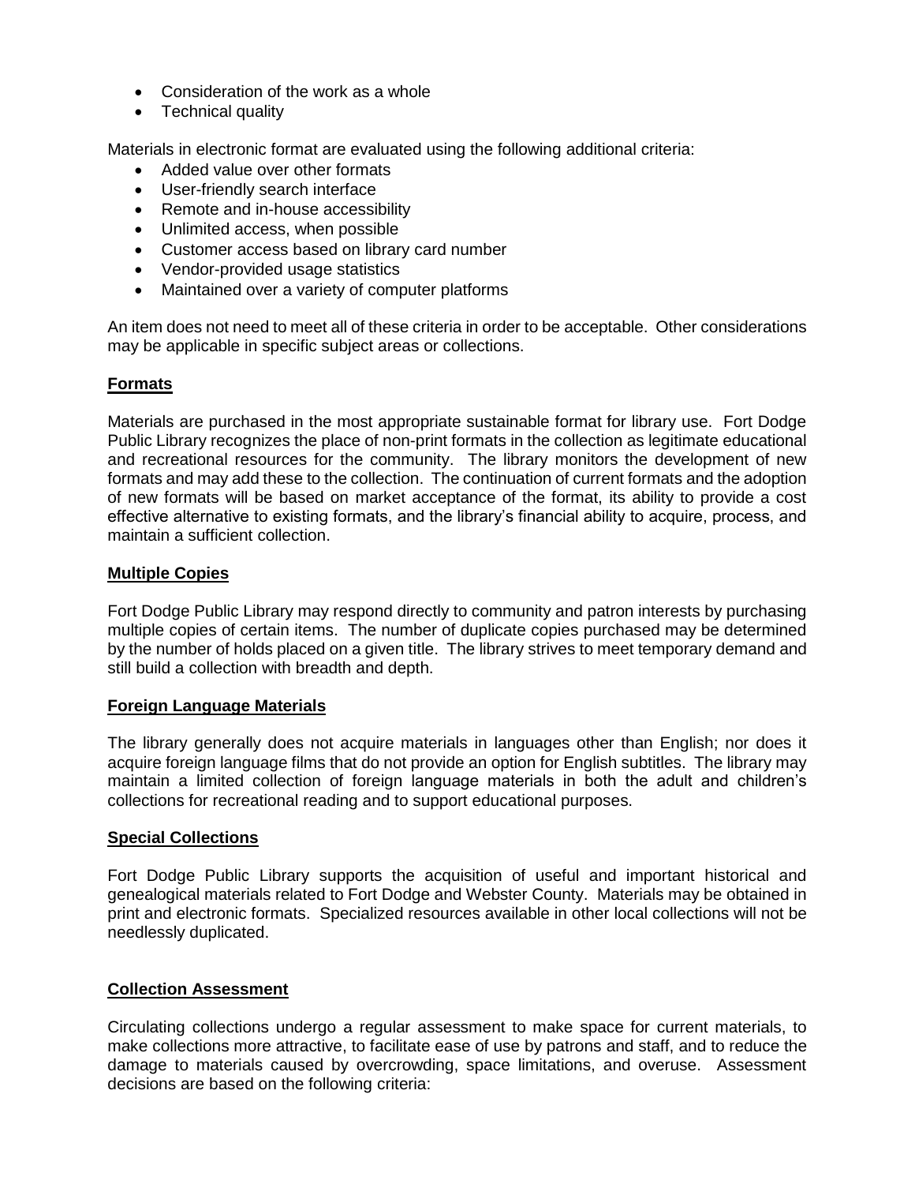- Consideration of the work as a whole
- Technical quality

Materials in electronic format are evaluated using the following additional criteria:

- Added value over other formats
- User-friendly search interface
- Remote and in-house accessibility
- Unlimited access, when possible
- Customer access based on library card number
- Vendor-provided usage statistics
- Maintained over a variety of computer platforms

An item does not need to meet all of these criteria in order to be acceptable. Other considerations may be applicable in specific subject areas or collections.

**Formats**

Materials are purchased in the most appropriate sustainable format for library use. Fort Dodge Public Library recognizes the place of non-print formats in the collection as legitimate educational and recreational resources for the community. The library monitors the development of new formats and may add these to the collection. The continuation of current formats and the adoption of new formats will be based on market acceptance of the format, its ability to provide a cost effective alternative to existing formats, and the library's financial ability to acquire, process, and maintain a sufficient collection.

**Multiple Copies**

Fort Dodge Public Library may respond directly to community and patron interests by purchasing multiple copies of certain items. The number of duplicate copies purchased may be determined by the number of holds placed on a given title. The library strives to meet temporary demand and still build a collection with breadth and depth.

**Foreign Language Materials**

The library generally does not acquire materials in languages other than English; nor does it acquire foreign language films that do not provide an option for English subtitles. The library may maintain a limited collection of foreign language materials in both the adult and children's collections for recreational reading and to support educational purposes.

**Special Collections**

Fort Dodge Public Library supports the acquisition of useful and important historical and genealogical materials related to Fort Dodge and Webster County. Materials may be obtained in print and electronic formats. Specialized resources available in other local collections will not be needlessly duplicated.

**Collection Assessment**

Circulating collections undergo a regular assessment to make space for current materials, to make collections more attractive, to facilitate ease of use by patrons and staff, and to reduce the damage to materials caused by overcrowding, space limitations, and overuse. Assessment decisions are based on the following criteria: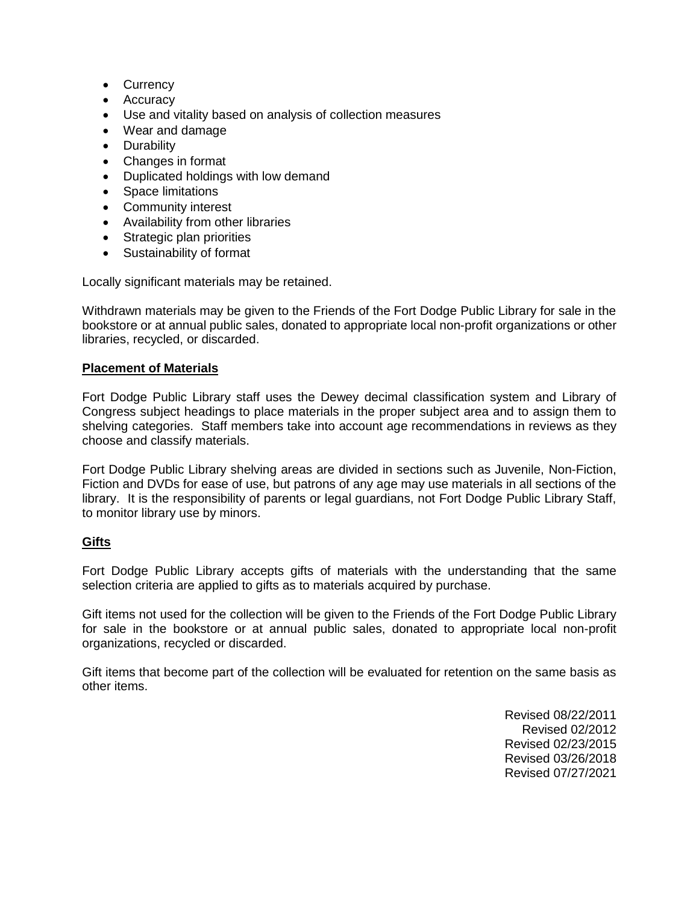- Currency
- Accuracy
- Use and vitality based on analysis of collection measures
- Wear and damage
- Durability
- Changes in format
- Duplicated holdings with low demand
- Space limitations
- Community interest
- Availability from other libraries
- Strategic plan priorities
- Sustainability of format

Locally significant materials may be retained.

Withdrawn materials may be given to the Friends of the Fort Dodge Public Library for sale in the bookstore or at annual public sales, donated to appropriate local non-profit organizations or other libraries, recycled, or discarded.

**Placement of Materials**

Fort Dodge Public Library staff uses the Dewey decimal classification system and Library of Congress subject headings to place materials in the proper subject area and to assign them to shelving categories. Staff members take into account age recommendations in reviews as they choose and classify materials.

Fort Dodge Public Library shelving areas are divided in sections such as Juvenile, Non-Fiction, Fiction and DVDs for ease of use, but patrons of any age may use materials in all sections of the library. It is the responsibility of parents or legal guardians, not Fort Dodge Public Library Staff, to monitor library use by minors.

**Gifts**

Fort Dodge Public Library accepts gifts of materials with the understanding that the same selection criteria are applied to gifts as to materials acquired by purchase.

Gift items not used for the collection will be given to the Friends of the Fort Dodge Public Library for sale in the bookstore or at annual public sales, donated to appropriate local non-profit organizations, recycled or discarded.

Gift items that become part of the collection will be evaluated for retention on the same basis as other items.

Revised 08/22/2011
Revised 02/2012
Revised 02/23/2015
Revised 03/26/2018
Revised 07/27/2021